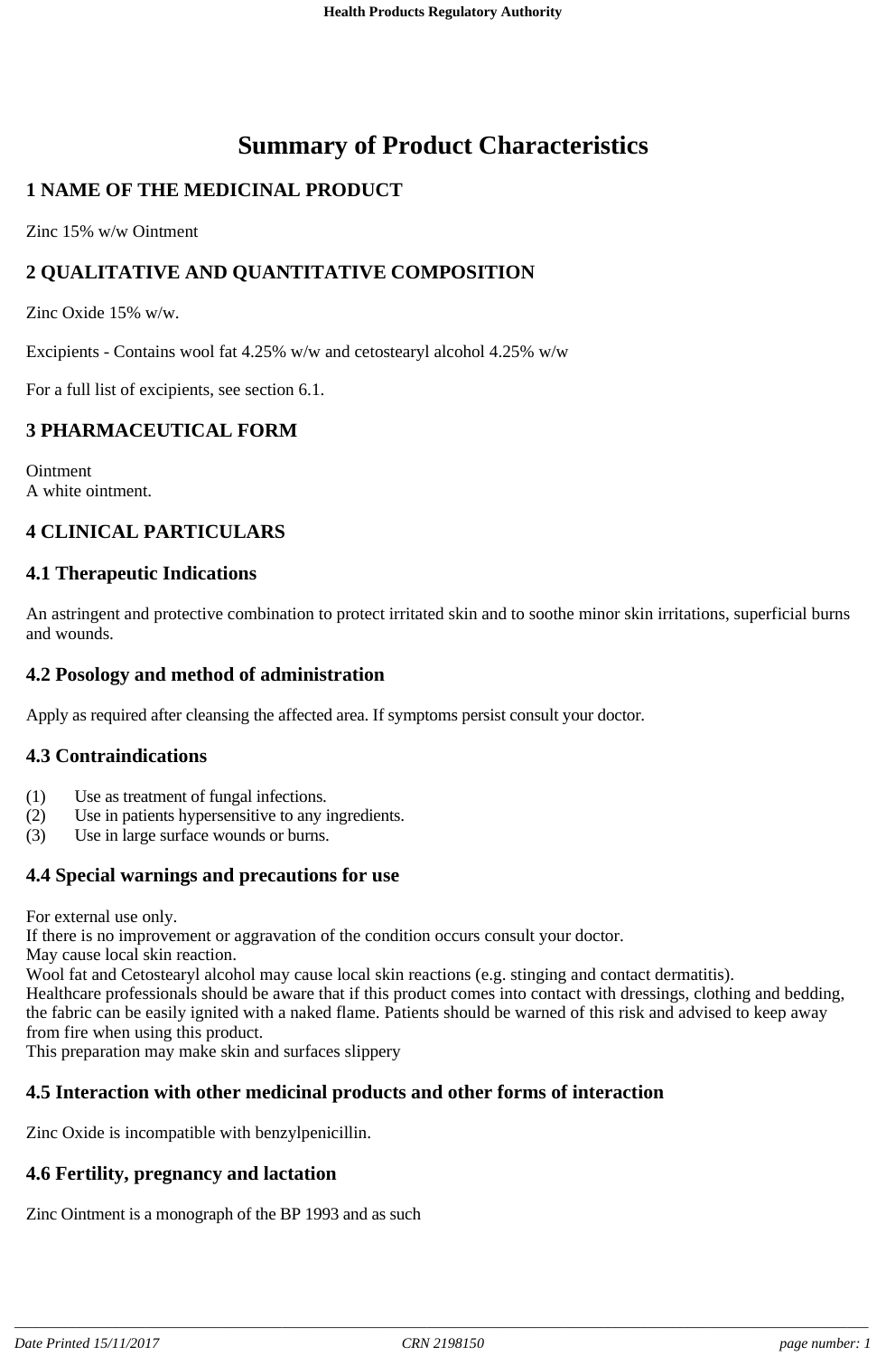# Summary of Product Characteristics

## 1 NAME OF THE MEDICINAL PRODUCT

Zinc 15% w/w Ointment

## 2 QUALITATIVE AND QUANTITATIVE COMPOSITION

Zinc Oxide 15% w/w.

Excipients - Contains wool fat 4.25% w/w and cetostearyl alcohol 4.25% w/w

For a full list of excipients, see section 6.1.

## 3 PHARMACEUTICAL FORM

Ointment
A white ointment.

## 4 CLINICAL PARTICULARS

### 4.1 Therapeutic Indications

An astringent and protective combination to protect irritated skin and to soothe minor skin irritations, superficial burns and wounds.

### 4.2 Posology and method of administration

Apply as required after cleansing the affected area. If symptoms persist consult your doctor.

### 4.3 Contraindications

(1) Use as treatment of fungal infections.
(2) Use in patients hypersensitive to any ingredients.
(3) Use in large surface wounds or burns.

### 4.4 Special warnings and precautions for use

For external use only.
If there is no improvement or aggravation of the condition occurs consult your doctor.
May cause local skin reaction.
Wool fat and Cetostearyl alcohol may cause local skin reactions (e.g. stinging and contact dermatitis).
Healthcare professionals should be aware that if this product comes into contact with dressings, clothing and bedding, the fabric can be easily ignited with a naked flame. Patients should be warned of this risk and advised to keep away from fire when using this product.
This preparation may make skin and surfaces slippery

### 4.5 Interaction with other medicinal products and other forms of interaction

Zinc Oxide is incompatible with benzylpenicillin.

### 4.6 Fertility, pregnancy and lactation

Zinc Ointment is a monograph of the BP 1993 and as such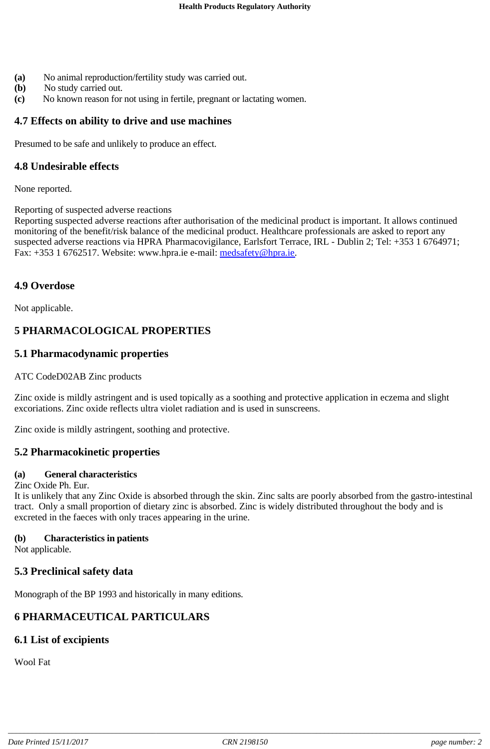**(a)** No animal reproduction/fertility study was carried out.
**(b)** No study carried out.
**(c)** No known reason for not using in fertile, pregnant or lactating women.

## 4.7 Effects on ability to drive and use machines

Presumed to be safe and unlikely to produce an effect.

## 4.8 Undesirable effects

None reported.

Reporting of suspected adverse reactions
Reporting suspected adverse reactions after authorisation of the medicinal product is important. It allows continued monitoring of the benefit/risk balance of the medicinal product. Healthcare professionals are asked to report any suspected adverse reactions via HPRA Pharmacovigilance, Earlsfort Terrace, IRL - Dublin 2; Tel: +353 1 6764971; Fax: +353 1 6762517. Website: www.hpra.ie e-mail: medsafety@hpra.ie.

## 4.9 Overdose

Not applicable.

# 5 PHARMACOLOGICAL PROPERTIES

## 5.1 Pharmacodynamic properties

ATC CodeD02AB Zinc products

Zinc oxide is mildly astringent and is used topically as a soothing and protective application in eczema and slight excoriations. Zinc oxide reflects ultra violet radiation and is used in sunscreens.

Zinc oxide is mildly astringent, soothing and protective.

## 5.2 Pharmacokinetic properties

**(a) General characteristics**
Zinc Oxide Ph. Eur.
It is unlikely that any Zinc Oxide is absorbed through the skin. Zinc salts are poorly absorbed from the gastro-intestinal tract. Only a small proportion of dietary zinc is absorbed. Zinc is widely distributed throughout the body and is excreted in the faeces with only traces appearing in the urine.

**(b) Characteristics in patients**
Not applicable.

## 5.3 Preclinical safety data

Monograph of the BP 1993 and historically in many editions.

# 6 PHARMACEUTICAL PARTICULARS

## 6.1 List of excipients

Wool Fat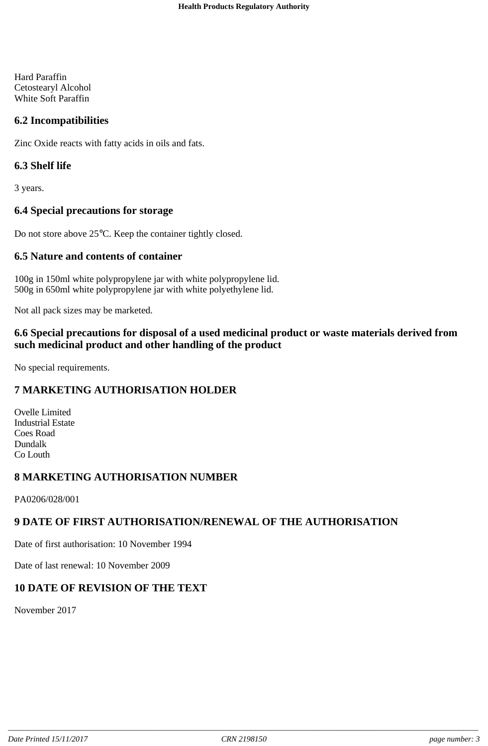Hard Paraffin
Cetostearyl Alcohol
White Soft Paraffin

## 6.2 Incompatibilities

Zinc Oxide reacts with fatty acids in oils and fats.

## 6.3 Shelf life

3 years.

## 6.4 Special precautions for storage

Do not store above 25°C. Keep the container tightly closed.

## 6.5 Nature and contents of container

100g in 150ml white polypropylene jar with white polypropylene lid.
500g in 650ml white polypropylene jar with white polyethylene lid.

Not all pack sizes may be marketed.

## 6.6 Special precautions for disposal of a used medicinal product or waste materials derived from such medicinal product and other handling of the product

No special requirements.

# 7 MARKETING AUTHORISATION HOLDER

Ovelle Limited
Industrial Estate
Coes Road
Dundalk
Co Louth

# 8 MARKETING AUTHORISATION NUMBER

PA0206/028/001

# 9 DATE OF FIRST AUTHORISATION/RENEWAL OF THE AUTHORISATION

Date of first authorisation: 10 November 1994

Date of last renewal: 10 November 2009

# 10 DATE OF REVISION OF THE TEXT

November 2017